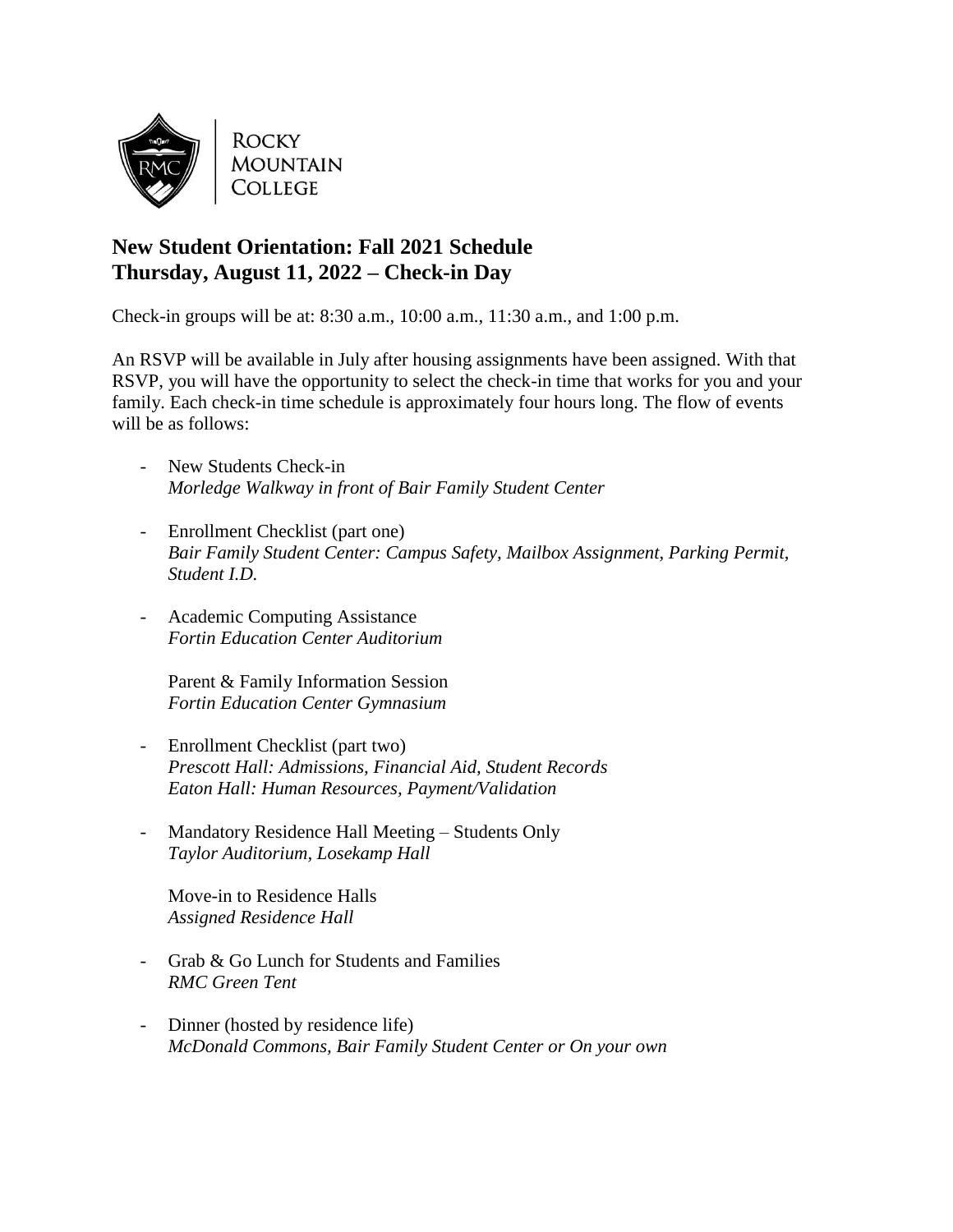Rocky Mountain College

## New Student Orientation: Fall 2021 Schedule
## Thursday, August 11, 2022 – Check-in Day

Check-in groups will be at: 8:30 a.m., 10:00 a.m., 11:30 a.m., and 1:00 p.m.

An RSVP will be available in July after housing assignments have been assigned. With that RSVP, you will have the opportunity to select the check-in time that works for you and your family. Each check-in time schedule is approximately four hours long. The flow of events will be as follows:

- New Students Check-in
  *Morledge Walkway in front of Bair Family Student Center*

- Enrollment Checklist (part one)
  *Bair Family Student Center: Campus Safety, Mailbox Assignment, Parking Permit, Student I.D.*

- Academic Computing Assistance
  *Fortin Education Center Auditorium*

  Parent & Family Information Session
  *Fortin Education Center Gymnasium*

- Enrollment Checklist (part two)
  *Prescott Hall: Admissions, Financial Aid, Student Records*
  *Eaton Hall: Human Resources, Payment/Validation*

- Mandatory Residence Hall Meeting – Students Only
  *Taylor Auditorium, Losekamp Hall*

  Move-in to Residence Halls
  *Assigned Residence Hall*

- Grab & Go Lunch for Students and Families
  *RMC Green Tent*

- Dinner (hosted by residence life)
  *McDonald Commons, Bair Family Student Center or On your own*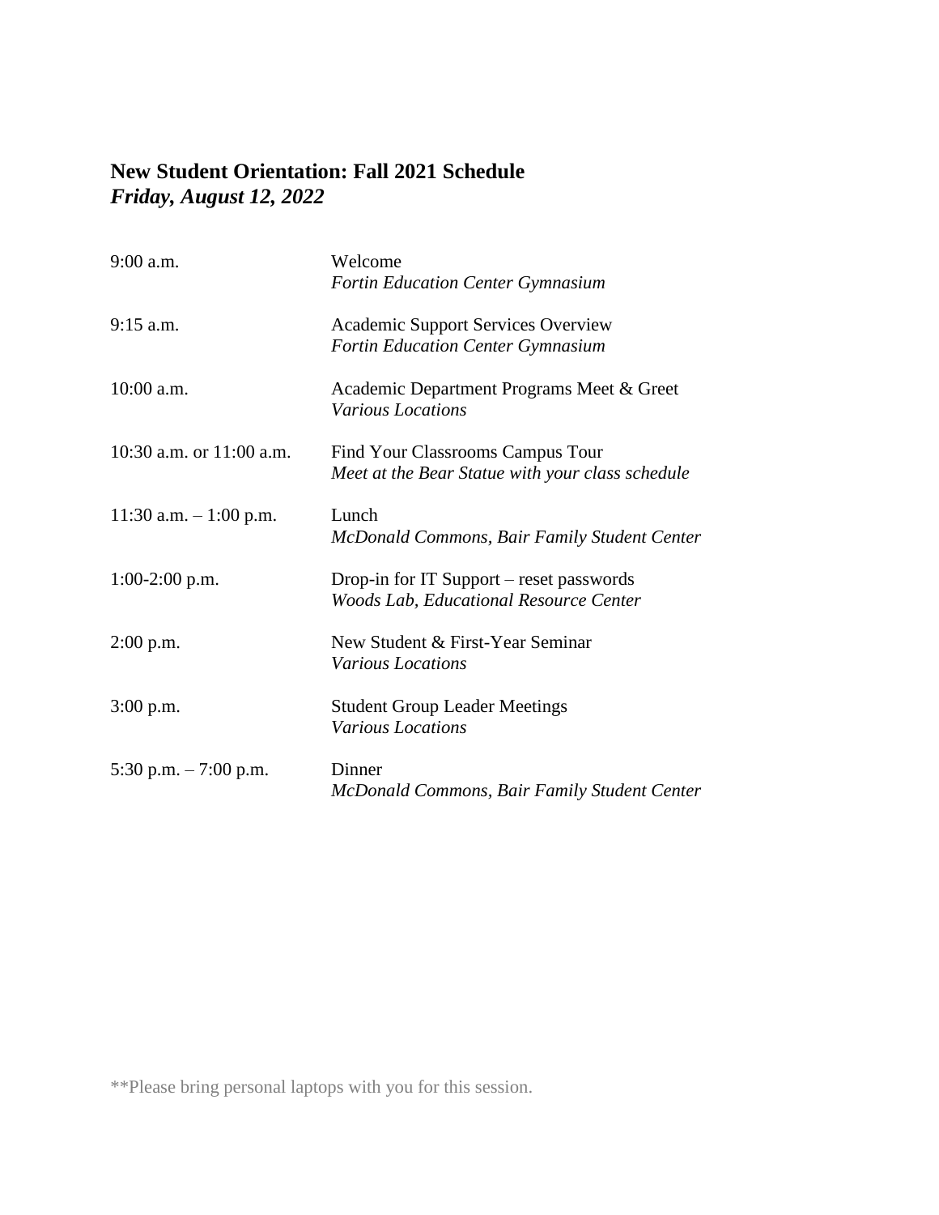## New Student Orientation: Fall 2021 Schedule

### *Friday, August 12, 2022*

| | |
|---|---|
| 9:00 a.m. | Welcome<br>*Fortin Education Center Gymnasium* |
| 9:15 a.m. | Academic Support Services Overview<br>*Fortin Education Center Gymnasium* |
| 10:00 a.m. | Academic Department Programs Meet & Greet<br>*Various Locations* |
| 10:30 a.m. or 11:00 a.m. | Find Your Classrooms Campus Tour<br>*Meet at the Bear Statue with your class schedule* |
| 11:30 a.m. – 1:00 p.m. | Lunch<br>*McDonald Commons, Bair Family Student Center* |
| 1:00-2:00 p.m. | Drop-in for IT Support – reset passwords<br>*Woods Lab, Educational Resource Center* |
| 2:00 p.m. | New Student & First-Year Seminar<br>*Various Locations* |
| 3:00 p.m. | Student Group Leader Meetings<br>*Various Locations* |
| 5:30 p.m. – 7:00 p.m. | Dinner<br>*McDonald Commons, Bair Family Student Center* |

**Please bring personal laptops with you for this session.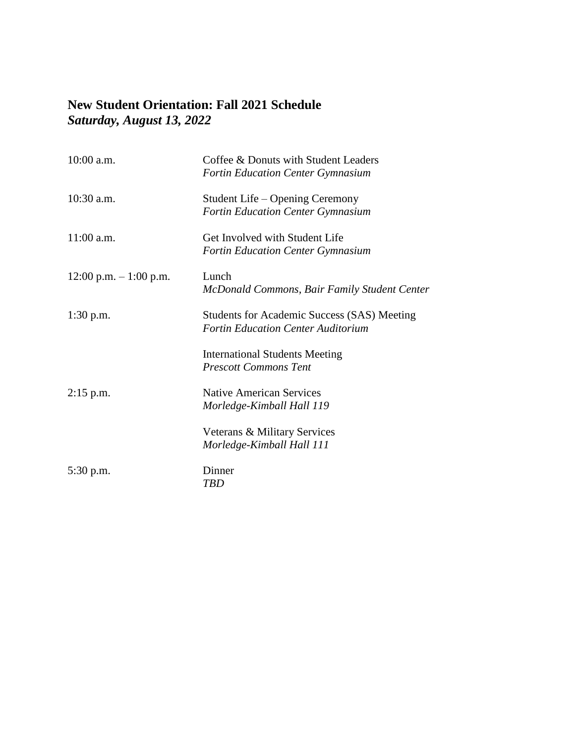## New Student Orientation: Fall 2021 Schedule
***Saturday, August 13, 2022***

| | |
|---|---|
| 10:00 a.m. | Coffee & Donuts with Student Leaders<br>*Fortin Education Center Gymnasium* |
| 10:30 a.m. | Student Life – Opening Ceremony<br>*Fortin Education Center Gymnasium* |
| 11:00 a.m. | Get Involved with Student Life<br>*Fortin Education Center Gymnasium* |
| 12:00 p.m. – 1:00 p.m. | Lunch<br>*McDonald Commons, Bair Family Student Center* |
| 1:30 p.m. | Students for Academic Success (SAS) Meeting<br>*Fortin Education Center Auditorium* |
| | International Students Meeting<br>*Prescott Commons Tent* |
| 2:15 p.m. | Native American Services<br>*Morledge-Kimball Hall 119* |
| | Veterans & Military Services<br>*Morledge-Kimball Hall 111* |
| 5:30 p.m. | Dinner<br>*TBD* |